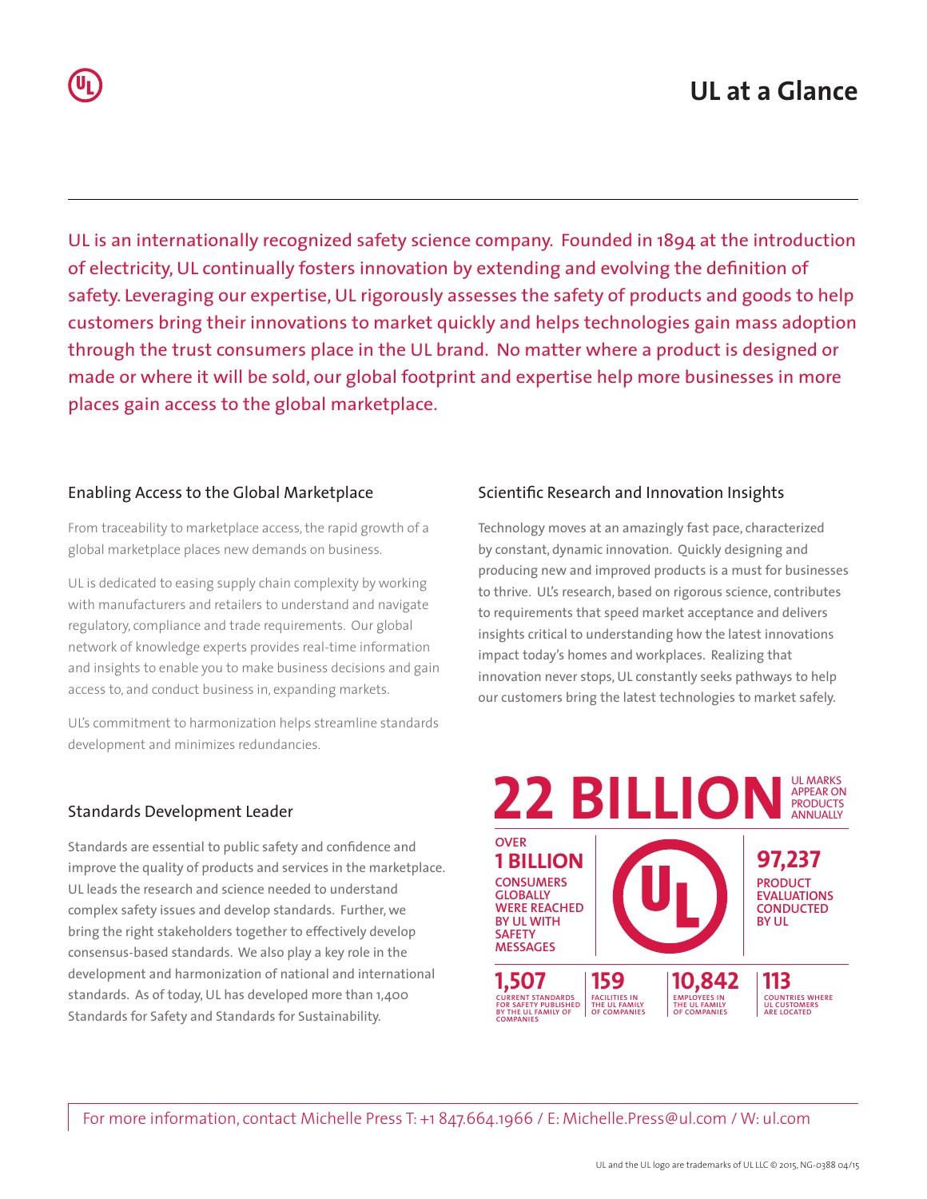# UL at a Glance

UL is an internationally recognized safety science company. Founded in 1894 at the introduction of electricity, UL continually fosters innovation by extending and evolving the definition of safety. Leveraging our expertise, UL rigorously assesses the safety of products and goods to help customers bring their innovations to market quickly and helps technologies gain mass adoption through the trust consumers place in the UL brand. No matter where a product is designed or made or where it will be sold, our global footprint and expertise help more businesses in more places gain access to the global marketplace.

## Enabling Access to the Global Marketplace

From traceability to marketplace access, the rapid growth of a global marketplace places new demands on business.

UL is dedicated to easing supply chain complexity by working with manufacturers and retailers to understand and navigate regulatory, compliance and trade requirements. Our global network of knowledge experts provides real-time information and insights to enable you to make business decisions and gain access to, and conduct business in, expanding markets.

UL's commitment to harmonization helps streamline standards development and minimizes redundancies.

## Standards Development Leader

Standards are essential to public safety and confidence and improve the quality of products and services in the marketplace. UL leads the research and science needed to understand complex safety issues and develop standards. Further, we bring the right stakeholders together to effectively develop consensus-based standards. We also play a key role in the development and harmonization of national and international standards. As of today, UL has developed more than 1,400 Standards for Safety and Standards for Sustainability.

## Scientific Research and Innovation Insights

Technology moves at an amazingly fast pace, characterized by constant, dynamic innovation. Quickly designing and producing new and improved products is a must for businesses to thrive. UL's research, based on rigorous science, contributes to requirements that speed market acceptance and delivers insights critical to understanding how the latest innovations impact today's homes and workplaces. Realizing that innovation never stops, UL constantly seeks pathways to help our customers bring the latest technologies to market safely.

**22 BILLION** UL MARKS APPEAR ON PRODUCTS ANNUALLY

**OVER 1 BILLION** CONSUMERS GLOBALLY WERE REACHED BY UL WITH SAFETY MESSAGES

**97,237** PRODUCT EVALUATIONS CONDUCTED BY UL

**1,507** CURRENT STANDARDS FOR SAFETY PUBLISHED BY THE UL FAMILY OF COMPANIES

**159** FACILITIES IN THE UL FAMILY OF COMPANIES

**10,842** EMPLOYEES IN THE UL FAMILY OF COMPANIES

**113** COUNTRIES WHERE UL CUSTOMERS ARE LOCATED

For more information, contact Michelle Press T: +1 847.664.1966 / E: Michelle.Press@ul.com / W: ul.com

UL and the UL logo are trademarks of UL LLC © 2015, NG-0388 04/15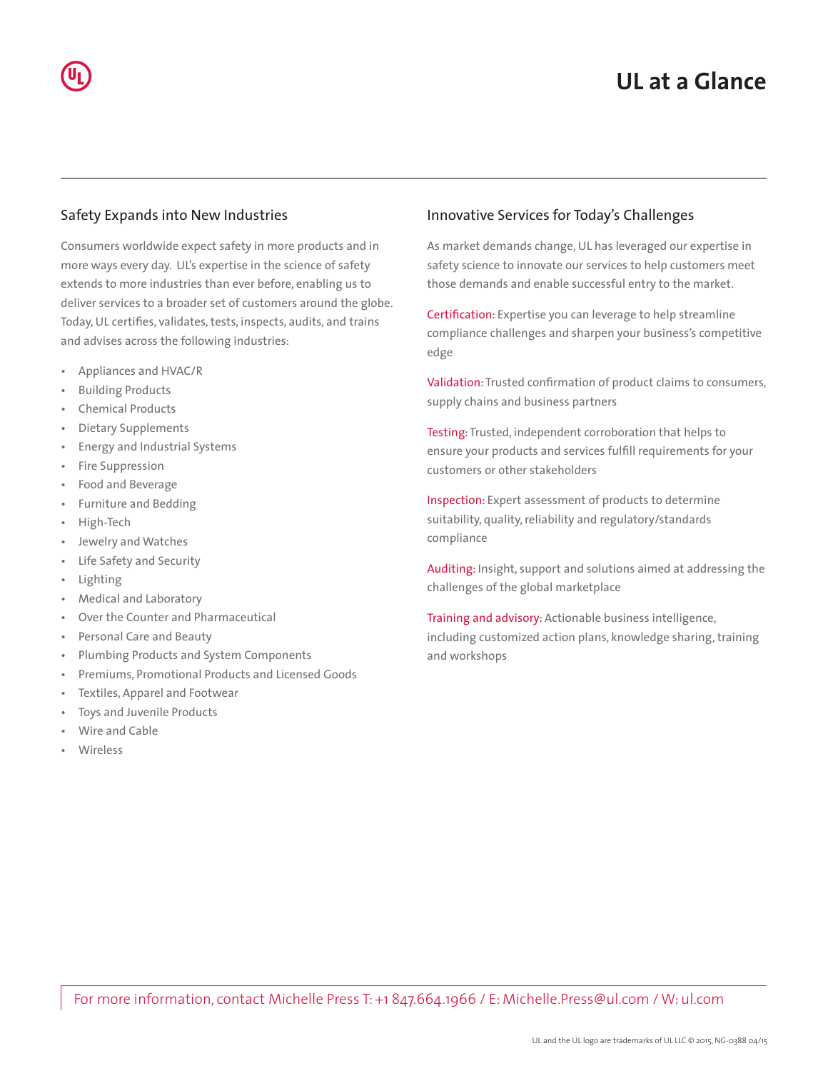# UL at a Glance

## Safety Expands into New Industries

Consumers worldwide expect safety in more products and in more ways every day. UL's expertise in the science of safety extends to more industries than ever before, enabling us to deliver services to a broader set of customers around the globe. Today, UL certifies, validates, tests, inspects, audits, and trains and advises across the following industries:

- Appliances and HVAC/R
- Building Products
- Chemical Products
- Dietary Supplements
- Energy and Industrial Systems
- Fire Suppression
- Food and Beverage
- Furniture and Bedding
- High-Tech
- Jewelry and Watches
- Life Safety and Security
- Lighting
- Medical and Laboratory
- Over the Counter and Pharmaceutical
- Personal Care and Beauty
- Plumbing Products and System Components
- Premiums, Promotional Products and Licensed Goods
- Textiles, Apparel and Footwear
- Toys and Juvenile Products
- Wire and Cable
- Wireless

## Innovative Services for Today's Challenges

As market demands change, UL has leveraged our expertise in safety science to innovate our services to help customers meet those demands and enable successful entry to the market.

Certification: Expertise you can leverage to help streamline compliance challenges and sharpen your business's competitive edge

Validation: Trusted confirmation of product claims to consumers, supply chains and business partners

Testing: Trusted, independent corroboration that helps to ensure your products and services fulfill requirements for your customers or other stakeholders

Inspection: Expert assessment of products to determine suitability, quality, reliability and regulatory/standards compliance

Auditing: Insight, support and solutions aimed at addressing the challenges of the global marketplace

Training and advisory: Actionable business intelligence, including customized action plans, knowledge sharing, training and workshops

For more information, contact Michelle Press T: +1 847.664.1966 / E: Michelle.Press@ul.com / W: ul.com

UL and the UL logo are trademarks of UL LLC © 2015, NG-0388 04/15